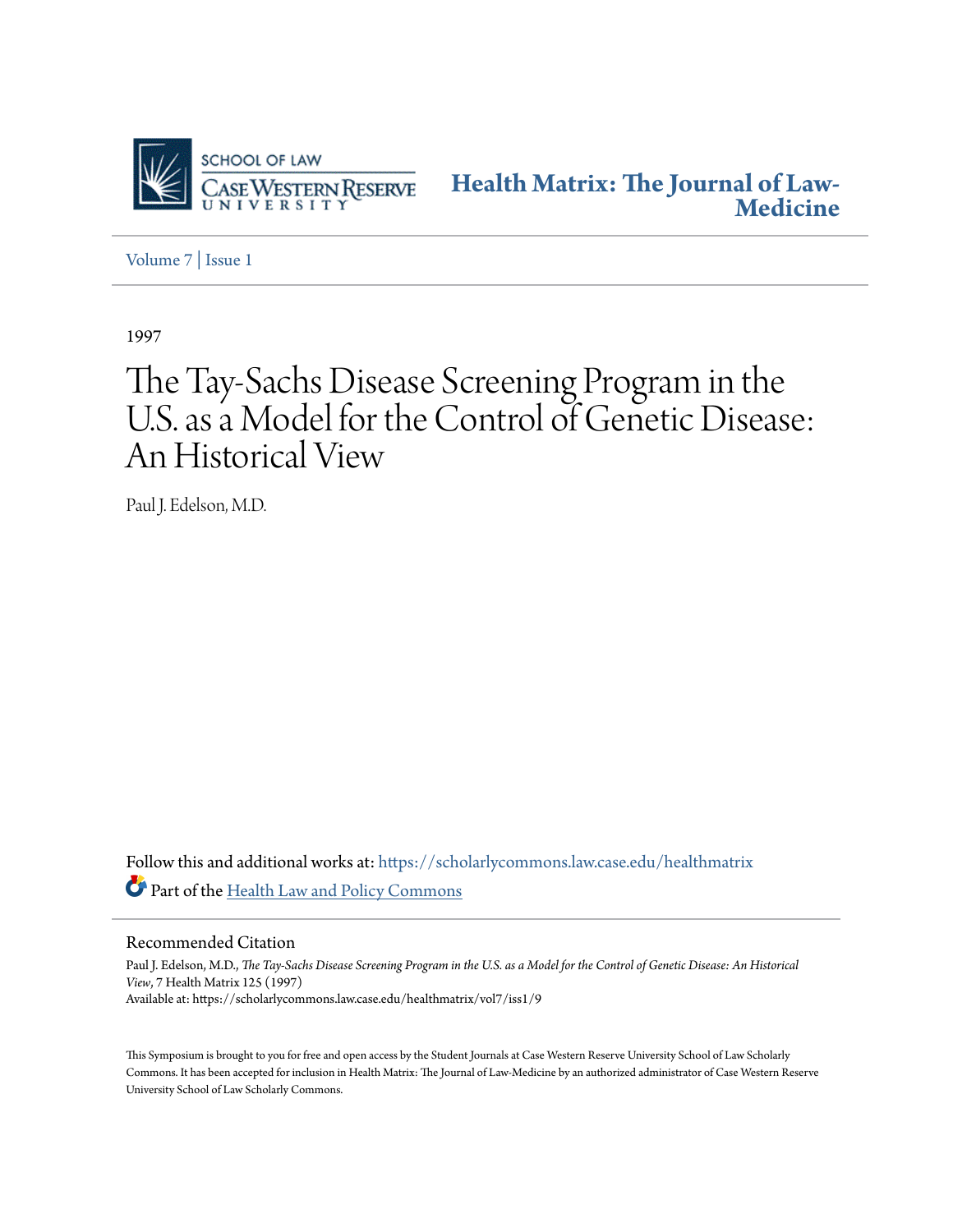SCHOOL OF LAW
CASE WESTERN RESERVE UNIVERSITY

**Health Matrix: The Journal of Law-Medicine**

Volume 7 | Issue 1

1997

# The Tay-Sachs Disease Screening Program in the U.S. as a Model for the Control of Genetic Disease: An Historical View

Paul J. Edelson, M.D.

Follow this and additional works at: https://scholarlycommons.law.case.edu/healthmatrix

Part of the Health Law and Policy Commons

## Recommended Citation

Paul J. Edelson, M.D., *The Tay-Sachs Disease Screening Program in the U.S. as a Model for the Control of Genetic Disease: An Historical View*, 7 Health Matrix 125 (1997)

Available at: https://scholarlycommons.law.case.edu/healthmatrix/vol7/iss1/9

This Symposium is brought to you for free and open access by the Student Journals at Case Western Reserve University School of Law Scholarly Commons. It has been accepted for inclusion in Health Matrix: The Journal of Law-Medicine by an authorized administrator of Case Western Reserve University School of Law Scholarly Commons.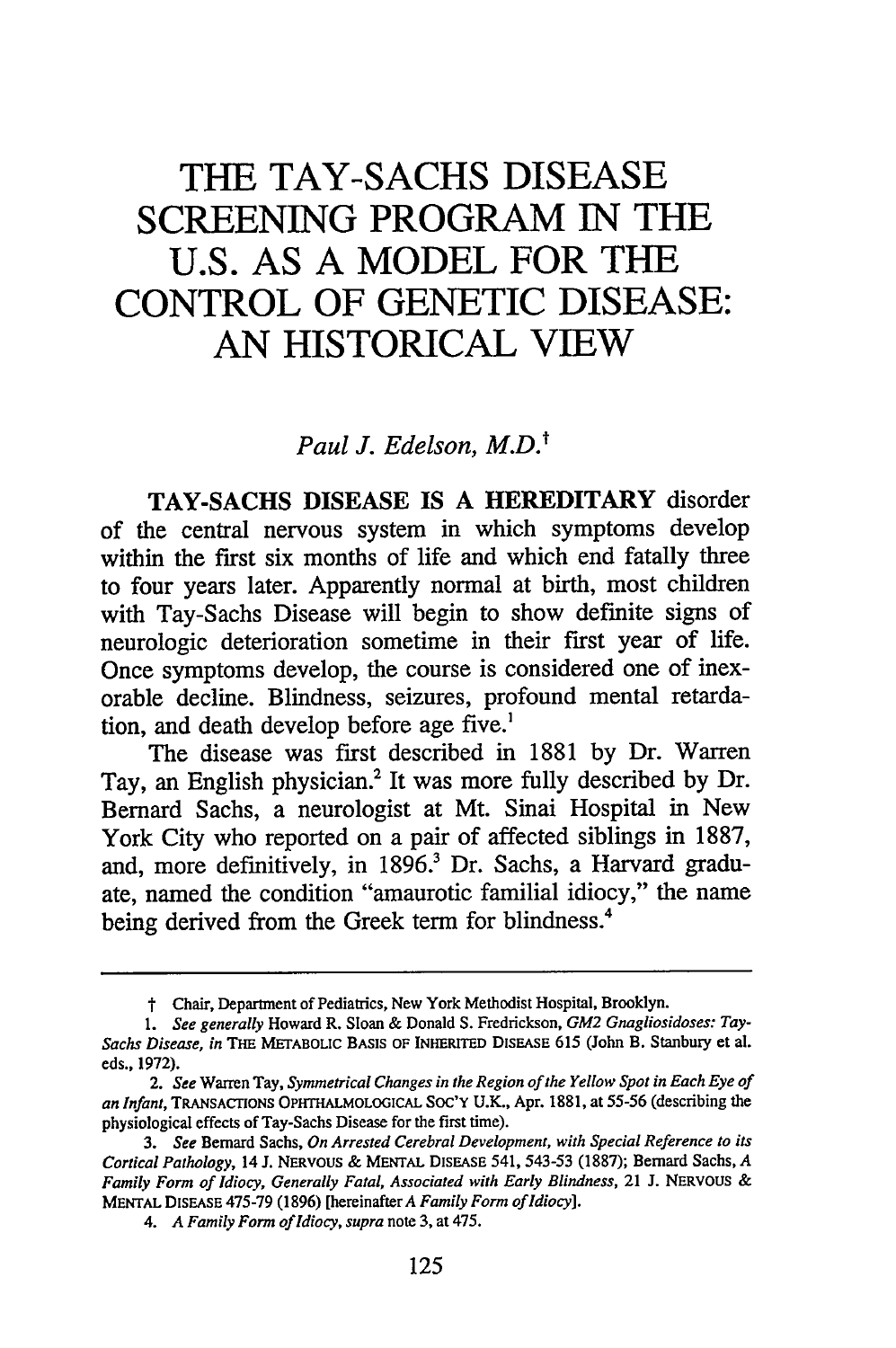# THE TAY-SACHS DISEASE SCREENING PROGRAM IN THE U.S. AS A MODEL FOR THE CONTROL OF GENETIC DISEASE: AN HISTORICAL VIEW

*Paul J. Edelson, M.D.*[†]

**TAY-SACHS DISEASE IS A HEREDITARY** disorder of the central nervous system in which symptoms develop within the first six months of life and which end fatally three to four years later. Apparently normal at birth, most children with Tay-Sachs Disease will begin to show definite signs of neurologic deterioration sometime in their first year of life. Once symptoms develop, the course is considered one of inexorable decline. Blindness, seizures, profound mental retardation, and death develop before age five.[1]

The disease was first described in 1881 by Dr. Warren Tay, an English physician.[2] It was more fully described by Dr. Bernard Sachs, a neurologist at Mt. Sinai Hospital in New York City who reported on a pair of affected siblings in 1887, and, more definitively, in 1896.[3] Dr. Sachs, a Harvard graduate, named the condition "amaurotic familial idiocy," the name being derived from the Greek term for blindness.[4]

---

† Chair, Department of Pediatrics, New York Methodist Hospital, Brooklyn.

1. *See generally* Howard R. Sloan & Donald S. Fredrickson, *GM2 Gnagliosidoses: Tay-Sachs Disease*, *in* THE METABOLIC BASIS OF INHERITED DISEASE 615 (John B. Stanbury et al. eds., 1972).

2. *See* Warren Tay, *Symmetrical Changes in the Region of the Yellow Spot in Each Eye of an Infant*, TRANSACTIONS OPHTHALMOLOGICAL SOC'Y U.K., Apr. 1881, at 55-56 (describing the physiological effects of Tay-Sachs Disease for the first time).

3. *See* Bernard Sachs, *On Arrested Cerebral Development, with Special Reference to its Cortical Pathology*, 14 J. NERVOUS & MENTAL DISEASE 541, 543-53 (1887); Bernard Sachs, *A Family Form of Idiocy, Generally Fatal, Associated with Early Blindness*, 21 J. NERVOUS & MENTAL DISEASE 475-79 (1896) [hereinafter *A Family Form of Idiocy*].

4. *A Family Form of Idiocy*, *supra* note 3, at 475.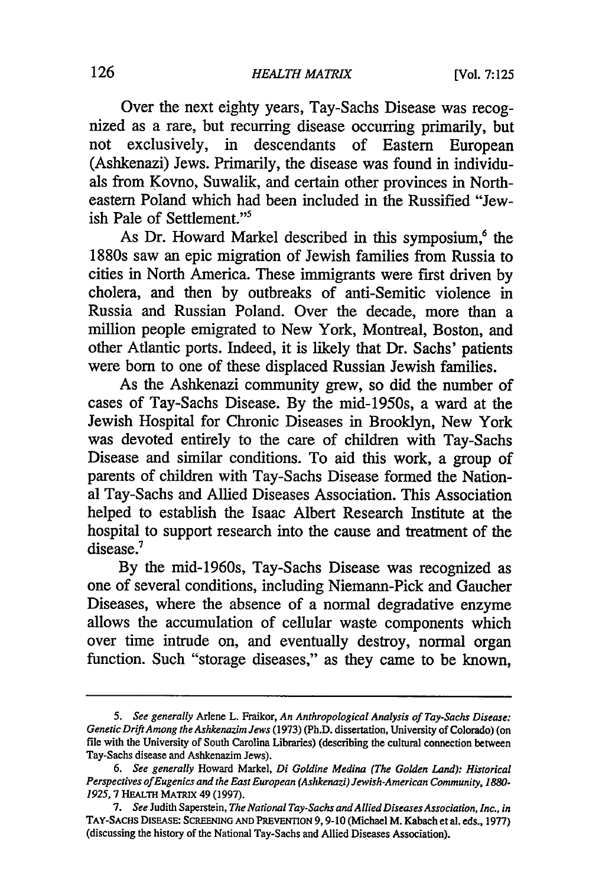Over the next eighty years, Tay-Sachs Disease was recognized as a rare, but recurring disease occurring primarily, but not exclusively, in descendants of Eastern European (Ashkenazi) Jews. Primarily, the disease was found in individuals from Kovno, Suwalik, and certain other provinces in Northeastern Poland which had been included in the Russified "Jewish Pale of Settlement."[5]

As Dr. Howard Markel described in this symposium,[6] the 1880s saw an epic migration of Jewish families from Russia to cities in North America. These immigrants were first driven by cholera, and then by outbreaks of anti-Semitic violence in Russia and Russian Poland. Over the decade, more than a million people emigrated to New York, Montreal, Boston, and other Atlantic ports. Indeed, it is likely that Dr. Sachs' patients were born to one of these displaced Russian Jewish families.

As the Ashkenazi community grew, so did the number of cases of Tay-Sachs Disease. By the mid-1950s, a ward at the Jewish Hospital for Chronic Diseases in Brooklyn, New York was devoted entirely to the care of children with Tay-Sachs Disease and similar conditions. To aid this work, a group of parents of children with Tay-Sachs Disease formed the National Tay-Sachs and Allied Diseases Association. This Association helped to establish the Isaac Albert Research Institute at the hospital to support research into the cause and treatment of the disease.[7]

By the mid-1960s, Tay-Sachs Disease was recognized as one of several conditions, including Niemann-Pick and Gaucher Diseases, where the absence of a normal degradative enzyme allows the accumulation of cellular waste components which over time intrude on, and eventually destroy, normal organ function. Such "storage diseases," as they came to be known,

---

5. *See generally* Arlene L. Fraikor, *An Anthropological Analysis of Tay-Sachs Disease: Genetic Drift Among the Ashkenazim Jews* (1973) (Ph.D. dissertation, University of Colorado) (on file with the University of South Carolina Libraries) (describing the cultural connection between Tay-Sachs disease and Ashkenazim Jews).

6. *See generally* Howard Markel, *Di Goldine Medina (The Golden Land): Historical Perspectives of Eugenics and the East European (Ashkenazi) Jewish-American Community, 1880-1925*, 7 HEALTH MATRIX 49 (1997).

7. *See* Judith Saperstein, *The National Tay-Sachs and Allied Diseases Association, Inc., in* TAY-SACHS DISEASE: SCREENING AND PREVENTION 9, 9-10 (Michael M. Kabach et al. eds., 1977) (discussing the history of the National Tay-Sachs and Allied Diseases Association).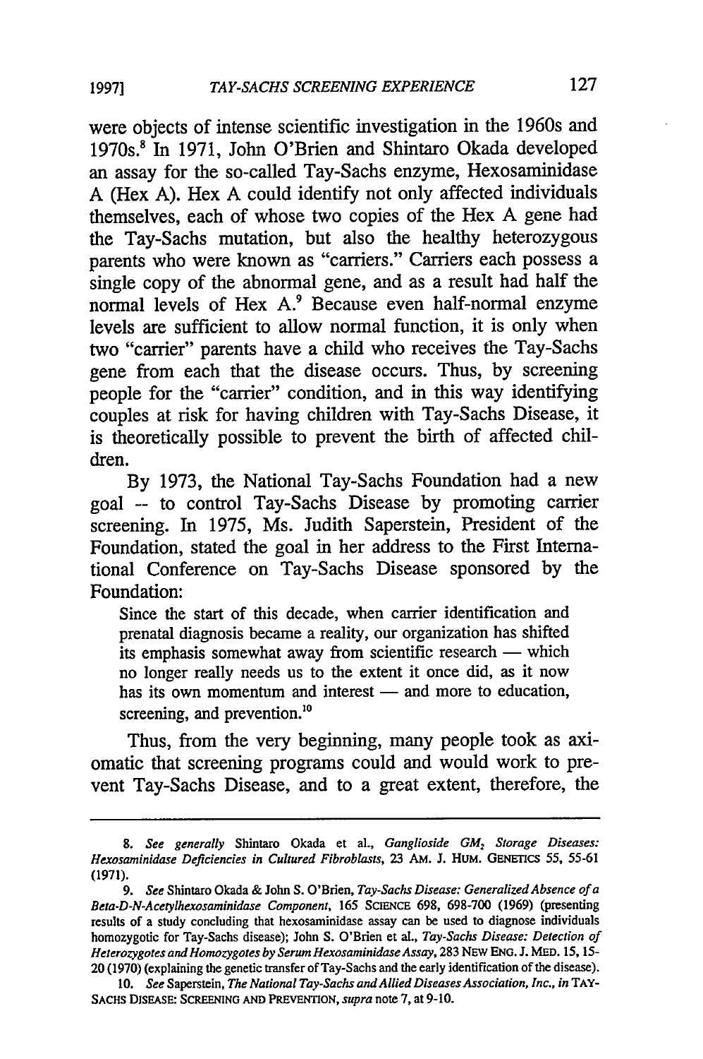were objects of intense scientific investigation in the 1960s and 1970s.[8] In 1971, John O'Brien and Shintaro Okada developed an assay for the so-called Tay-Sachs enzyme, Hexosaminidase A (Hex A). Hex A could identify not only affected individuals themselves, each of whose two copies of the Hex A gene had the Tay-Sachs mutation, but also the healthy heterozygous parents who were known as "carriers." Carriers each possess a single copy of the abnormal gene, and as a result had half the normal levels of Hex A.[9] Because even half-normal enzyme levels are sufficient to allow normal function, it is only when two "carrier" parents have a child who receives the Tay-Sachs gene from each that the disease occurs. Thus, by screening people for the "carrier" condition, and in this way identifying couples at risk for having children with Tay-Sachs Disease, it is theoretically possible to prevent the birth of affected children.

By 1973, the National Tay-Sachs Foundation had a new goal -- to control Tay-Sachs Disease by promoting carrier screening. In 1975, Ms. Judith Saperstein, President of the Foundation, stated the goal in her address to the First International Conference on Tay-Sachs Disease sponsored by the Foundation:

> Since the start of this decade, when carrier identification and prenatal diagnosis became a reality, our organization has shifted its emphasis somewhat away from scientific research — which no longer really needs us to the extent it once did, as it now has its own momentum and interest — and more to education, screening, and prevention.[10]

Thus, from the very beginning, many people took as axiomatic that screening programs could and would work to prevent Tay-Sachs Disease, and to a great extent, therefore, the

---

8. *See generally* Shintaro Okada et al., *Ganglioside $GM_2$ Storage Diseases: Hexosaminidase Deficiencies in Cultured Fibroblasts*, 23 AM. J. HUM. GENETICS 55, 55-61 (1971).

9. *See* Shintaro Okada & John S. O'Brien, *Tay-Sachs Disease: Generalized Absence of a Beta-D-N-Acetylhexosaminidase Component*, 165 SCIENCE 698, 698-700 (1969) (presenting results of a study concluding that hexosaminidase assay can be used to diagnose individuals homozygotic for Tay-Sachs disease); John S. O'Brien et al., *Tay-Sachs Disease: Detection of Heterozygotes and Homozygotes by Serum Hexosaminidase Assay*, 283 NEW ENG. J. MED. 15, 15-20 (1970) (explaining the genetic transfer of Tay-Sachs and the early identification of the disease).

10. *See* Saperstein, *The National Tay-Sachs and Allied Diseases Association, Inc.*, *in* TAY-SACHS DISEASE: SCREENING AND PREVENTION, *supra* note 7, at 9-10.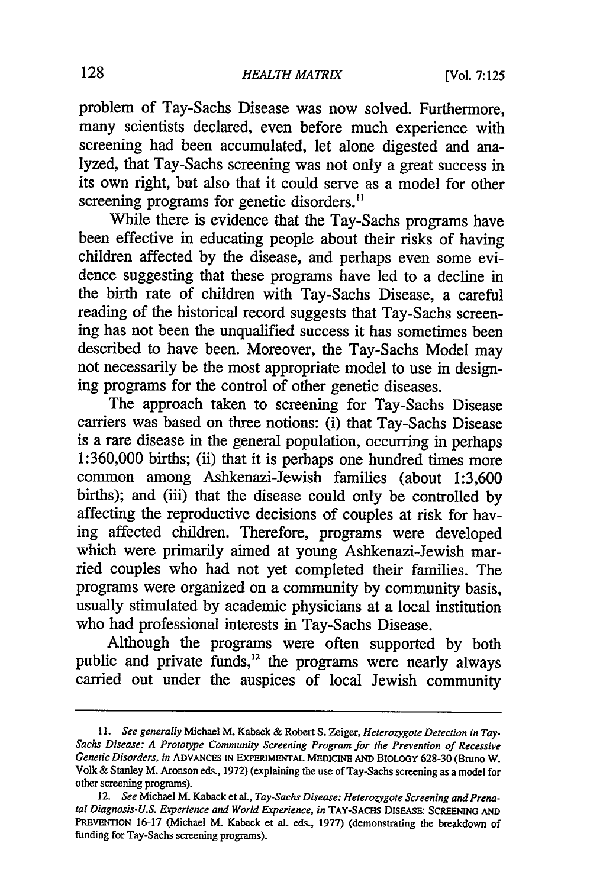problem of Tay-Sachs Disease was now solved. Furthermore, many scientists declared, even before much experience with screening had been accumulated, let alone digested and analyzed, that Tay-Sachs screening was not only a great success in its own right, but also that it could serve as a model for other screening programs for genetic disorders.[11]

While there is evidence that the Tay-Sachs programs have been effective in educating people about their risks of having children affected by the disease, and perhaps even some evidence suggesting that these programs have led to a decline in the birth rate of children with Tay-Sachs Disease, a careful reading of the historical record suggests that Tay-Sachs screening has not been the unqualified success it has sometimes been described to have been. Moreover, the Tay-Sachs Model may not necessarily be the most appropriate model to use in designing programs for the control of other genetic diseases.

The approach taken to screening for Tay-Sachs Disease carriers was based on three notions: (i) that Tay-Sachs Disease is a rare disease in the general population, occurring in perhaps 1:360,000 births; (ii) that it is perhaps one hundred times more common among Ashkenazi-Jewish families (about 1:3,600 births); and (iii) that the disease could only be controlled by affecting the reproductive decisions of couples at risk for having affected children. Therefore, programs were developed which were primarily aimed at young Ashkenazi-Jewish married couples who had not yet completed their families. The programs were organized on a community by community basis, usually stimulated by academic physicians at a local institution who had professional interests in Tay-Sachs Disease.

Although the programs were often supported by both public and private funds,[12] the programs were nearly always carried out under the auspices of local Jewish community

---

11. *See generally* Michael M. Kaback & Robert S. Zeiger, *Heterozygote Detection in Tay-Sachs Disease: A Prototype Community Screening Program for the Prevention of Recessive Genetic Disorders, in* ADVANCES IN EXPERIMENTAL MEDICINE AND BIOLOGY 628-30 (Bruno W. Volk & Stanley M. Aronson eds., 1972) (explaining the use of Tay-Sachs screening as a model for other screening programs).

12. *See* Michael M. Kaback et al., *Tay-Sachs Disease: Heterozygote Screening and Prenatal Diagnosis-U.S. Experience and World Experience, in* TAY-SACHS DISEASE: SCREENING AND PREVENTION 16-17 (Michael M. Kaback et al. eds., 1977) (demonstrating the breakdown of funding for Tay-Sachs screening programs).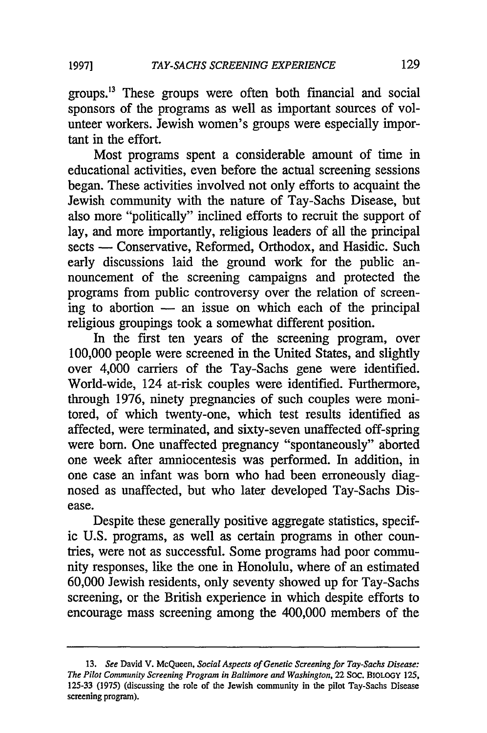groups.[13] These groups were often both financial and social sponsors of the programs as well as important sources of volunteer workers. Jewish women's groups were especially important in the effort.

Most programs spent a considerable amount of time in educational activities, even before the actual screening sessions began. These activities involved not only efforts to acquaint the Jewish community with the nature of Tay-Sachs Disease, but also more "politically" inclined efforts to recruit the support of lay, and more importantly, religious leaders of all the principal sects — Conservative, Reformed, Orthodox, and Hasidic. Such early discussions laid the ground work for the public announcement of the screening campaigns and protected the programs from public controversy over the relation of screening to abortion — an issue on which each of the principal religious groupings took a somewhat different position.

In the first ten years of the screening program, over 100,000 people were screened in the United States, and slightly over 4,000 carriers of the Tay-Sachs gene were identified. World-wide, 124 at-risk couples were identified. Furthermore, through 1976, ninety pregnancies of such couples were monitored, of which twenty-one, which test results identified as affected, were terminated, and sixty-seven unaffected off-spring were born. One unaffected pregnancy "spontaneously" aborted one week after amniocentesis was performed. In addition, in one case an infant was born who had been erroneously diagnosed as unaffected, but who later developed Tay-Sachs Disease.

Despite these generally positive aggregate statistics, specific U.S. programs, as well as certain programs in other countries, were not as successful. Some programs had poor community responses, like the one in Honolulu, where of an estimated 60,000 Jewish residents, only seventy showed up for Tay-Sachs screening, or the British experience in which despite efforts to encourage mass screening among the 400,000 members of the

---

13. *See* David V. McQueen, *Social Aspects of Genetic Screening for Tay-Sachs Disease: The Pilot Community Screening Program in Baltimore and Washington*, 22 SOC. BIOLOGY 125, 125-33 (1975) (discussing the role of the Jewish community in the pilot Tay-Sachs Disease screening program).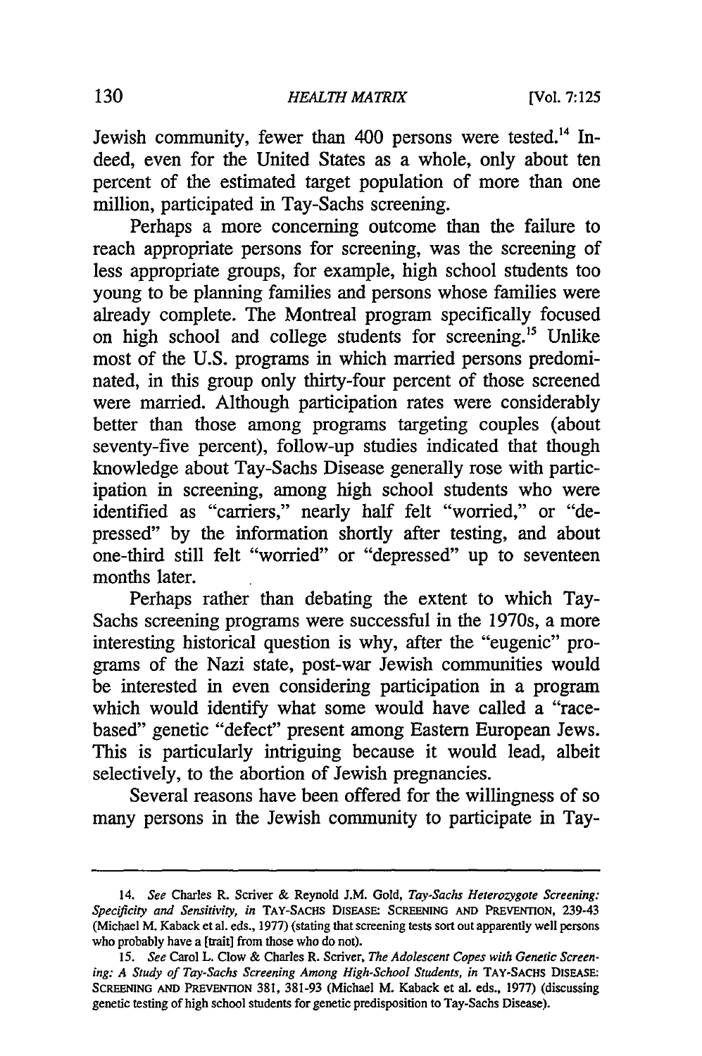Jewish community, fewer than 400 persons were tested.[14] Indeed, even for the United States as a whole, only about ten percent of the estimated target population of more than one million, participated in Tay-Sachs screening.

Perhaps a more concerning outcome than the failure to reach appropriate persons for screening, was the screening of less appropriate groups, for example, high school students too young to be planning families and persons whose families were already complete. The Montreal program specifically focused on high school and college students for screening.[15] Unlike most of the U.S. programs in which married persons predominated, in this group only thirty-four percent of those screened were married. Although participation rates were considerably better than those among programs targeting couples (about seventy-five percent), follow-up studies indicated that though knowledge about Tay-Sachs Disease generally rose with participation in screening, among high school students who were identified as "carriers," nearly half felt "worried," or "depressed" by the information shortly after testing, and about one-third still felt "worried" or "depressed" up to seventeen months later.

Perhaps rather than debating the extent to which Tay-Sachs screening programs were successful in the 1970s, a more interesting historical question is why, after the "eugenic" programs of the Nazi state, post-war Jewish communities would be interested in even considering participation in a program which would identify what some would have called a "race-based" genetic "defect" present among Eastern European Jews. This is particularly intriguing because it would lead, albeit selectively, to the abortion of Jewish pregnancies.

Several reasons have been offered for the willingness of so many persons in the Jewish community to participate in Tay-

---

14. *See* Charles R. Scriver & Reynold J.M. Gold, *Tay-Sachs Heterozygote Screening: Specificity and Sensitivity*, *in* TAY-SACHS DISEASE: SCREENING AND PREVENTION, 239-43 (Michael M. Kaback et al. eds., 1977) (stating that screening tests sort out apparently well persons who probably have a [trait] from those who do not).

15. *See* Carol L. Clow & Charles R. Scriver, *The Adolescent Copes with Genetic Screening: A Study of Tay-Sachs Screening Among High-School Students*, *in* TAY-SACHS DISEASE: SCREENING AND PREVENTION 381, 381-93 (Michael M. Kaback et al. eds., 1977) (discussing genetic testing of high school students for genetic predisposition to Tay-Sachs Disease).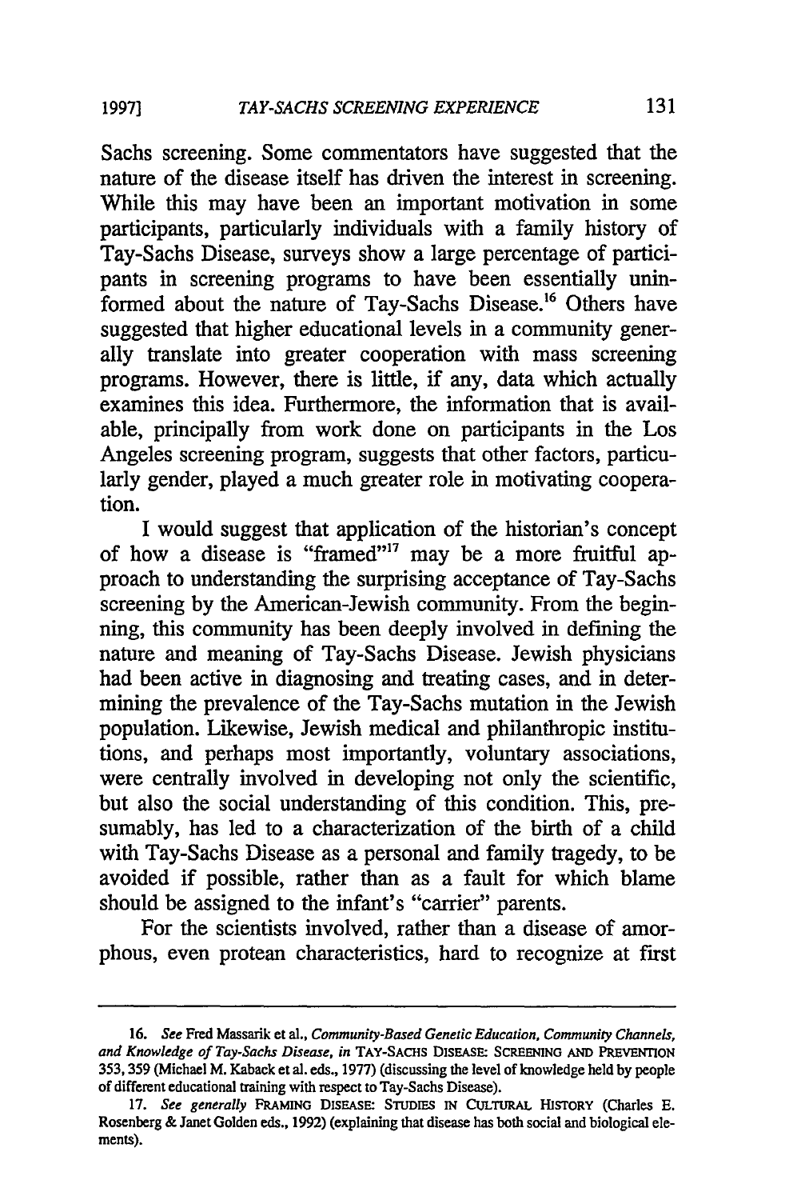Sachs screening. Some commentators have suggested that the nature of the disease itself has driven the interest in screening. While this may have been an important motivation in some participants, particularly individuals with a family history of Tay-Sachs Disease, surveys show a large percentage of participants in screening programs to have been essentially uninformed about the nature of Tay-Sachs Disease.[16] Others have suggested that higher educational levels in a community generally translate into greater cooperation with mass screening programs. However, there is little, if any, data which actually examines this idea. Furthermore, the information that is available, principally from work done on participants in the Los Angeles screening program, suggests that other factors, particularly gender, played a much greater role in motivating cooperation.

I would suggest that application of the historian's concept of how a disease is "framed"[17] may be a more fruitful approach to understanding the surprising acceptance of Tay-Sachs screening by the American-Jewish community. From the beginning, this community has been deeply involved in defining the nature and meaning of Tay-Sachs Disease. Jewish physicians had been active in diagnosing and treating cases, and in determining the prevalence of the Tay-Sachs mutation in the Jewish population. Likewise, Jewish medical and philanthropic institutions, and perhaps most importantly, voluntary associations, were centrally involved in developing not only the scientific, but also the social understanding of this condition. This, presumably, has led to a characterization of the birth of a child with Tay-Sachs Disease as a personal and family tragedy, to be avoided if possible, rather than as a fault for which blame should be assigned to the infant's "carrier" parents.

For the scientists involved, rather than a disease of amorphous, even protean characteristics, hard to recognize at first

---

16. *See* Fred Massarik et al., *Community-Based Genetic Education, Community Channels, and Knowledge of Tay-Sachs Disease*, *in* TAY-SACHS DISEASE: SCREENING AND PREVENTION 353, 359 (Michael M. Kaback et al. eds., 1977) (discussing the level of knowledge held by people of different educational training with respect to Tay-Sachs Disease).

17. *See generally* FRAMING DISEASE: STUDIES IN CULTURAL HISTORY (Charles E. Rosenberg & Janet Golden eds., 1992) (explaining that disease has both social and biological elements).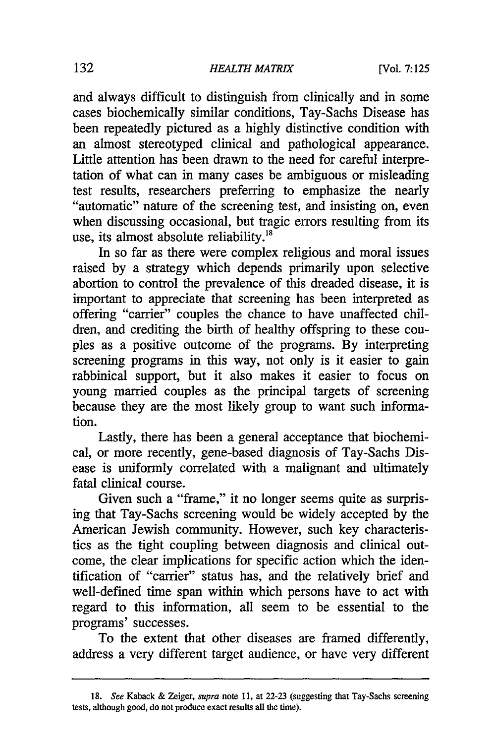and always difficult to distinguish from clinically and in some cases biochemically similar conditions, Tay-Sachs Disease has been repeatedly pictured as a highly distinctive condition with an almost stereotyped clinical and pathological appearance. Little attention has been drawn to the need for careful interpretation of what can in many cases be ambiguous or misleading test results, researchers preferring to emphasize the nearly "automatic" nature of the screening test, and insisting on, even when discussing occasional, but tragic errors resulting from its use, its almost absolute reliability.[18]

In so far as there were complex religious and moral issues raised by a strategy which depends primarily upon selective abortion to control the prevalence of this dreaded disease, it is important to appreciate that screening has been interpreted as offering "carrier" couples the chance to have unaffected children, and crediting the birth of healthy offspring to these couples as a positive outcome of the programs. By interpreting screening programs in this way, not only is it easier to gain rabbinical support, but it also makes it easier to focus on young married couples as the principal targets of screening because they are the most likely group to want such information.

Lastly, there has been a general acceptance that biochemical, or more recently, gene-based diagnosis of Tay-Sachs Disease is uniformly correlated with a malignant and ultimately fatal clinical course.

Given such a "frame," it no longer seems quite as surprising that Tay-Sachs screening would be widely accepted by the American Jewish community. However, such key characteristics as the tight coupling between diagnosis and clinical outcome, the clear implications for specific action which the identification of "carrier" status has, and the relatively brief and well-defined time span within which persons have to act with regard to this information, all seem to be essential to the programs' successes.

To the extent that other diseases are framed differently, address a very different target audience, or have very different

18. *See* Kaback & Zeiger, *supra* note 11, at 22-23 (suggesting that Tay-Sachs screening tests, although good, do not produce exact results all the time).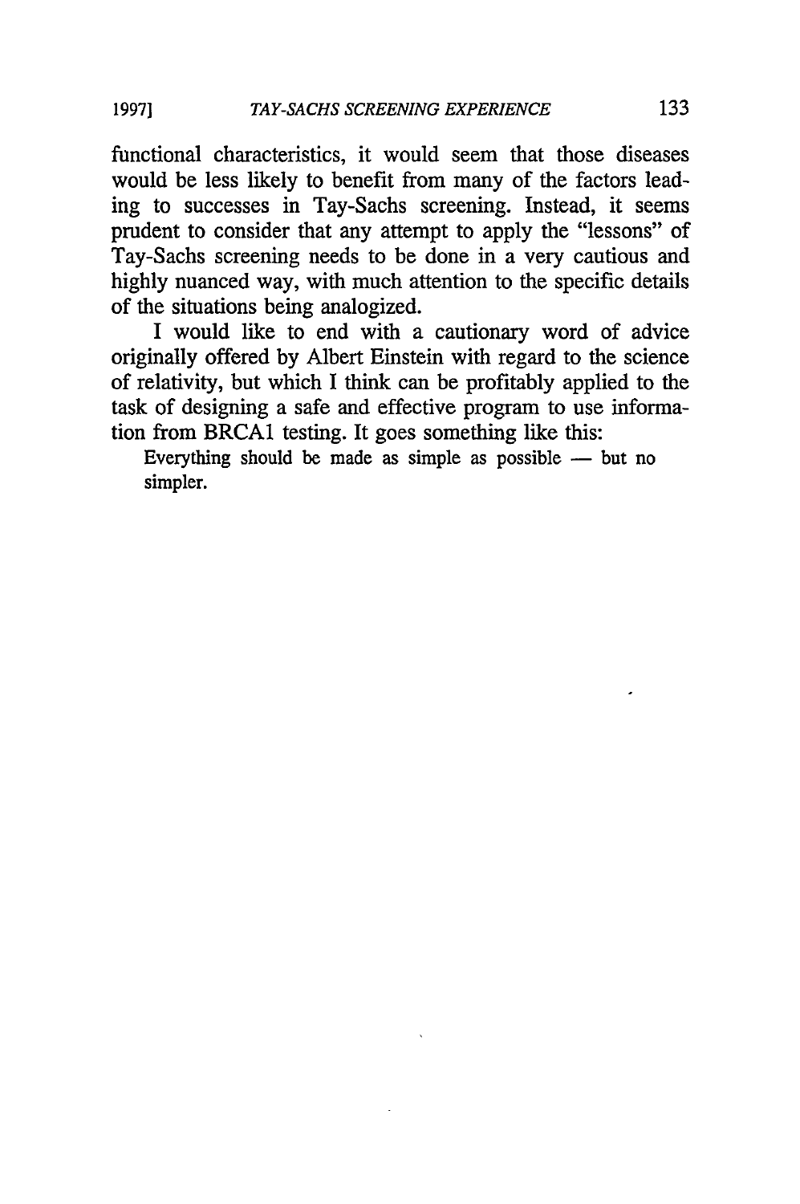functional characteristics, it would seem that those diseases would be less likely to benefit from many of the factors leading to successes in Tay-Sachs screening. Instead, it seems prudent to consider that any attempt to apply the "lessons" of Tay-Sachs screening needs to be done in a very cautious and highly nuanced way, with much attention to the specific details of the situations being analogized.

I would like to end with a cautionary word of advice originally offered by Albert Einstein with regard to the science of relativity, but which I think can be profitably applied to the task of designing a safe and effective program to use information from BRCA1 testing. It goes something like this:

> Everything should be made as simple as possible — but no simpler.